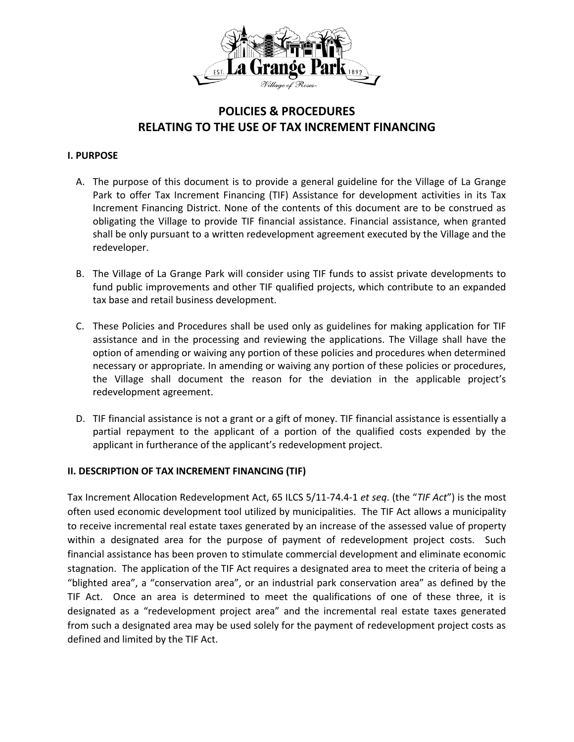# POLICIES & PROCEDURES
# RELATING TO THE USE OF TAX INCREMENT FINANCING

## I. PURPOSE

A. The purpose of this document is to provide a general guideline for the Village of La Grange Park to offer Tax Increment Financing (TIF) Assistance for development activities in its Tax Increment Financing District. None of the contents of this document are to be construed as obligating the Village to provide TIF financial assistance. Financial assistance, when granted shall be only pursuant to a written redevelopment agreement executed by the Village and the redeveloper.

B. The Village of La Grange Park will consider using TIF funds to assist private developments to fund public improvements and other TIF qualified projects, which contribute to an expanded tax base and retail business development.

C. These Policies and Procedures shall be used only as guidelines for making application for TIF assistance and in the processing and reviewing the applications. The Village shall have the option of amending or waiving any portion of these policies and procedures when determined necessary or appropriate. In amending or waiving any portion of these policies or procedures, the Village shall document the reason for the deviation in the applicable project's redevelopment agreement.

D. TIF financial assistance is not a grant or a gift of money. TIF financial assistance is essentially a partial repayment to the applicant of a portion of the qualified costs expended by the applicant in furtherance of the applicant's redevelopment project.

## II. DESCRIPTION OF TAX INCREMENT FINANCING (TIF)

Tax Increment Allocation Redevelopment Act, 65 ILCS 5/11-74.4-1 *et seq*. (the "*TIF Act*") is the most often used economic development tool utilized by municipalities. The TIF Act allows a municipality to receive incremental real estate taxes generated by an increase of the assessed value of property within a designated area for the purpose of payment of redevelopment project costs. Such financial assistance has been proven to stimulate commercial development and eliminate economic stagnation. The application of the TIF Act requires a designated area to meet the criteria of being a "blighted area", a "conservation area", or an industrial park conservation area" as defined by the TIF Act. Once an area is determined to meet the qualifications of one of these three, it is designated as a "redevelopment project area" and the incremental real estate taxes generated from such a designated area may be used solely for the payment of redevelopment project costs as defined and limited by the TIF Act.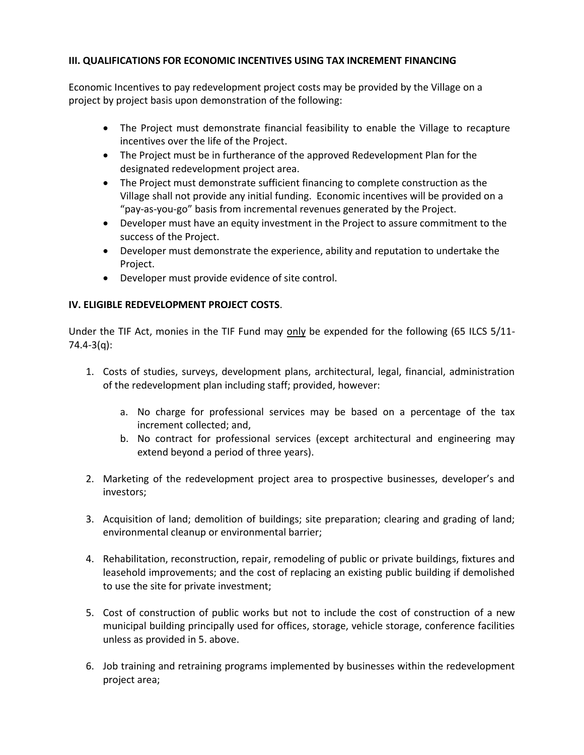**III. QUALIFICATIONS FOR ECONOMIC INCENTIVES USING TAX INCREMENT FINANCING**

Economic Incentives to pay redevelopment project costs may be provided by the Village on a project by project basis upon demonstration of the following:

- The Project must demonstrate financial feasibility to enable the Village to recapture incentives over the life of the Project.
- The Project must be in furtherance of the approved Redevelopment Plan for the designated redevelopment project area.
- The Project must demonstrate sufficient financing to complete construction as the Village shall not provide any initial funding. Economic incentives will be provided on a "pay-as-you-go" basis from incremental revenues generated by the Project.
- Developer must have an equity investment in the Project to assure commitment to the success of the Project.
- Developer must demonstrate the experience, ability and reputation to undertake the Project.
- Developer must provide evidence of site control.

**IV. ELIGIBLE REDEVELOPMENT PROJECT COSTS**.

Under the TIF Act, monies in the TIF Fund may only be expended for the following (65 ILCS 5/11-74.4-3(q):

1. Costs of studies, surveys, development plans, architectural, legal, financial, administration of the redevelopment plan including staff; provided, however:

   a. No charge for professional services may be based on a percentage of the tax increment collected; and,
   b. No contract for professional services (except architectural and engineering may extend beyond a period of three years).

2. Marketing of the redevelopment project area to prospective businesses, developer's and investors;

3. Acquisition of land; demolition of buildings; site preparation; clearing and grading of land; environmental cleanup or environmental barrier;

4. Rehabilitation, reconstruction, repair, remodeling of public or private buildings, fixtures and leasehold improvements; and the cost of replacing an existing public building if demolished to use the site for private investment;

5. Cost of construction of public works but not to include the cost of construction of a new municipal building principally used for offices, storage, vehicle storage, conference facilities unless as provided in 5. above.

6. Job training and retraining programs implemented by businesses within the redevelopment project area;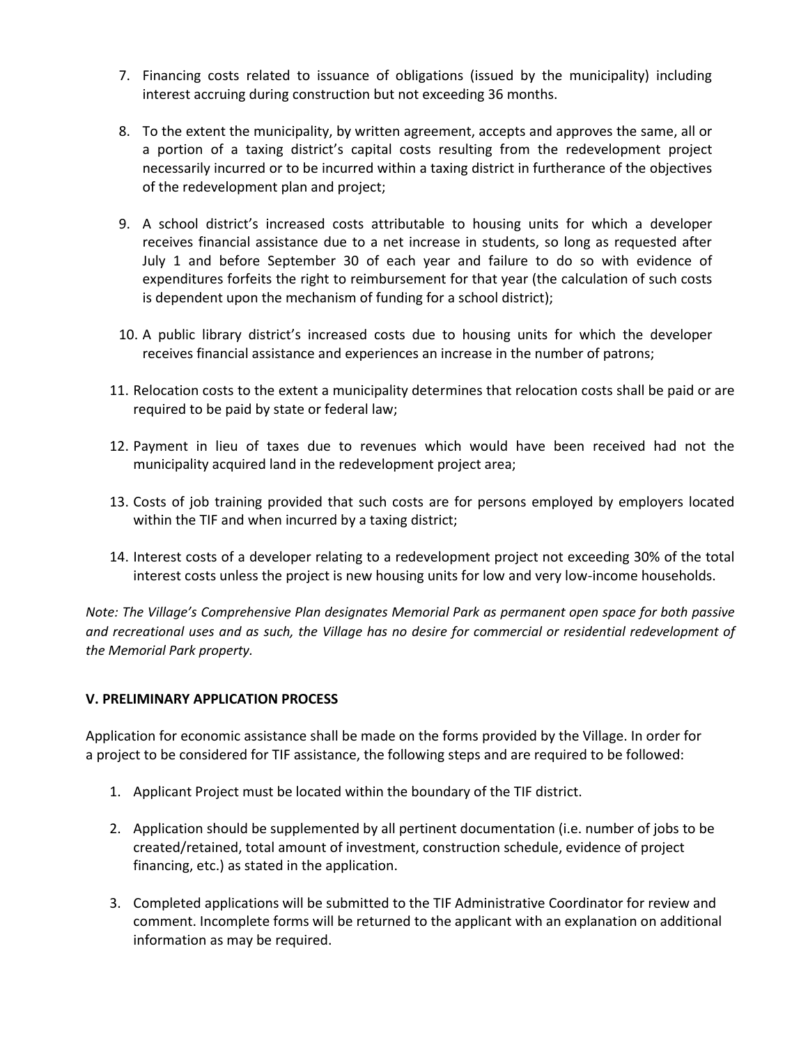7. Financing costs related to issuance of obligations (issued by the municipality) including interest accruing during construction but not exceeding 36 months.

8. To the extent the municipality, by written agreement, accepts and approves the same, all or a portion of a taxing district's capital costs resulting from the redevelopment project necessarily incurred or to be incurred within a taxing district in furtherance of the objectives of the redevelopment plan and project;

9. A school district's increased costs attributable to housing units for which a developer receives financial assistance due to a net increase in students, so long as requested after July 1 and before September 30 of each year and failure to do so with evidence of expenditures forfeits the right to reimbursement for that year (the calculation of such costs is dependent upon the mechanism of funding for a school district);

10. A public library district's increased costs due to housing units for which the developer receives financial assistance and experiences an increase in the number of patrons;

11. Relocation costs to the extent a municipality determines that relocation costs shall be paid or are required to be paid by state or federal law;

12. Payment in lieu of taxes due to revenues which would have been received had not the municipality acquired land in the redevelopment project area;

13. Costs of job training provided that such costs are for persons employed by employers located within the TIF and when incurred by a taxing district;

14. Interest costs of a developer relating to a redevelopment project not exceeding 30% of the total interest costs unless the project is new housing units for low and very low-income households.

*Note: The Village's Comprehensive Plan designates Memorial Park as permanent open space for both passive and recreational uses and as such, the Village has no desire for commercial or residential redevelopment of the Memorial Park property.*

## V. PRELIMINARY APPLICATION PROCESS

Application for economic assistance shall be made on the forms provided by the Village. In order for a project to be considered for TIF assistance, the following steps and are required to be followed:

1. Applicant Project must be located within the boundary of the TIF district.

2. Application should be supplemented by all pertinent documentation (i.e. number of jobs to be created/retained, total amount of investment, construction schedule, evidence of project financing, etc.) as stated in the application.

3. Completed applications will be submitted to the TIF Administrative Coordinator for review and comment. Incomplete forms will be returned to the applicant with an explanation on additional information as may be required.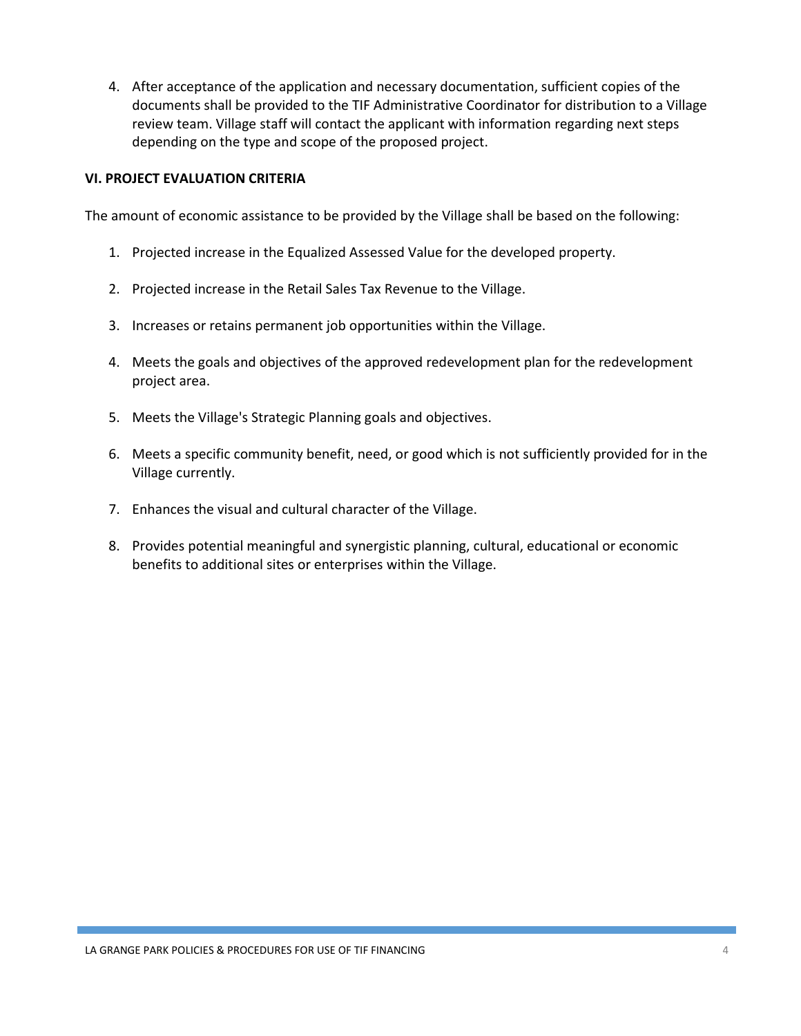4. After acceptance of the application and necessary documentation, sufficient copies of the documents shall be provided to the TIF Administrative Coordinator for distribution to a Village review team. Village staff will contact the applicant with information regarding next steps depending on the type and scope of the proposed project.

## VI. PROJECT EVALUATION CRITERIA

The amount of economic assistance to be provided by the Village shall be based on the following:

1. Projected increase in the Equalized Assessed Value for the developed property.

2. Projected increase in the Retail Sales Tax Revenue to the Village.

3. Increases or retains permanent job opportunities within the Village.

4. Meets the goals and objectives of the approved redevelopment plan for the redevelopment project area.

5. Meets the Village's Strategic Planning goals and objectives.

6. Meets a specific community benefit, need, or good which is not sufficiently provided for in the Village currently.

7. Enhances the visual and cultural character of the Village.

8. Provides potential meaningful and synergistic planning, cultural, educational or economic benefits to additional sites or enterprises within the Village.